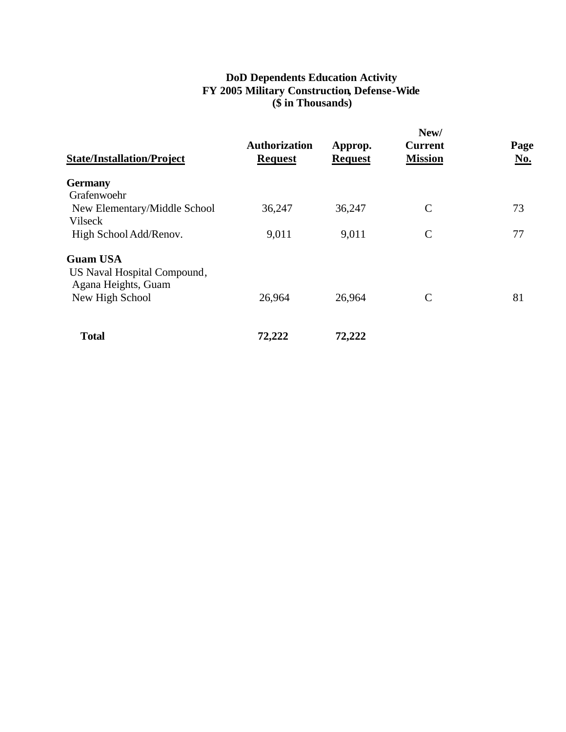**DoD Dependents Education Activity**
**FY 2005 Military Construction, Defense-Wide**
**($ in Thousands)**

| State/Installation/Project | Authorization Request | Approp. Request | New/ Current Mission | Page No. |
|---|---|---|---|---|
| **Germany** | | | | |
| Grafenwoehr | | | | |
| New Elementary/Middle School | 36,247 | 36,247 | C | 73 |
| Vilseck | | | | |
| High School Add/Renov. | 9,011 | 9,011 | C | 77 |
| **Guam USA** | | | | |
| US Naval Hospital Compound, Agana Heights, Guam | | | | |
| New High School | 26,964 | 26,964 | C | 81 |
| **Total** | **72,222** | **72,222** | | |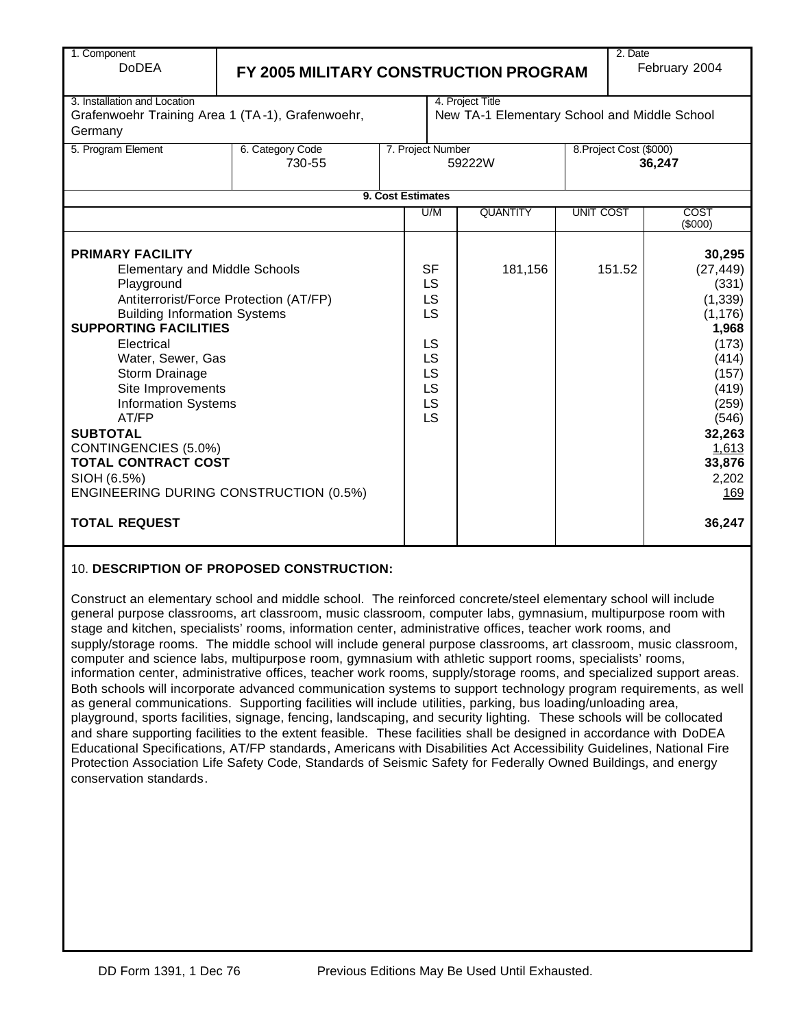| 1. Component | FY 2005 MILITARY CONSTRUCTION PROGRAM | 2. Date |
|---|---|---|
| DoDEA | | February 2004 |

| 3. Installation and Location | 4. Project Title |
|---|---|
| Grafenwoehr Training Area 1 (TA-1), Grafenwoehr, Germany | New TA-1 Elementary School and Middle School |

| 5. Program Element | 6. Category Code | 7. Project Number | 8. Project Cost ($000) |
|---|---|---|---|
| | 730-55 | 59222W | 36,247 |

**9. Cost Estimates**

| | U/M | QUANTITY | UNIT COST | COST ($000) |
|---|---|---|---|---|
| **PRIMARY FACILITY** | | | | **30,295** |
| Elementary and Middle Schools | SF | 181,156 | 151.52 | (27,449) |
| Playground | LS | | | (331) |
| Antiterrorist/Force Protection (AT/FP) | LS | | | (1,339) |
| Building Information Systems | LS | | | (1,176) |
| **SUPPORTING FACILITIES** | | | | **1,968** |
| Electrical | LS | | | (173) |
| Water, Sewer, Gas | LS | | | (414) |
| Storm Drainage | LS | | | (157) |
| Site Improvements | LS | | | (419) |
| Information Systems | LS | | | (259) |
| AT/FP | LS | | | (546) |
| **SUBTOTAL** | | | | **32,263** |
| CONTINGENCIES (5.0%) | | | | 1,613 |
| **TOTAL CONTRACT COST** | | | | **33,876** |
| SIOH (6.5%) | | | | 2,202 |
| ENGINEERING DURING CONSTRUCTION (0.5%) | | | | 169 |
| **TOTAL REQUEST** | | | | **36,247** |

10. **DESCRIPTION OF PROPOSED CONSTRUCTION:**

Construct an elementary school and middle school. The reinforced concrete/steel elementary school will include general purpose classrooms, art classroom, music classroom, computer labs, gymnasium, multipurpose room with stage and kitchen, specialists' rooms, information center, administrative offices, teacher work rooms, and supply/storage rooms. The middle school will include general purpose classrooms, art classroom, music classroom, computer and science labs, multipurpose room, gymnasium with athletic support rooms, specialists' rooms, information center, administrative offices, teacher work rooms, supply/storage rooms, and specialized support areas. Both schools will incorporate advanced communication systems to support technology program requirements, as well as general communications. Supporting facilities will include utilities, parking, bus loading/unloading area, playground, sports facilities, signage, fencing, landscaping, and security lighting. These schools will be collocated and share supporting facilities to the extent feasible. These facilities shall be designed in accordance with DoDEA Educational Specifications, AT/FP standards, Americans with Disabilities Act Accessibility Guidelines, National Fire Protection Association Life Safety Code, Standards of Seismic Safety for Federally Owned Buildings, and energy conservation standards.

DD Form 1391, 1 Dec 76 Previous Editions May Be Used Until Exhausted.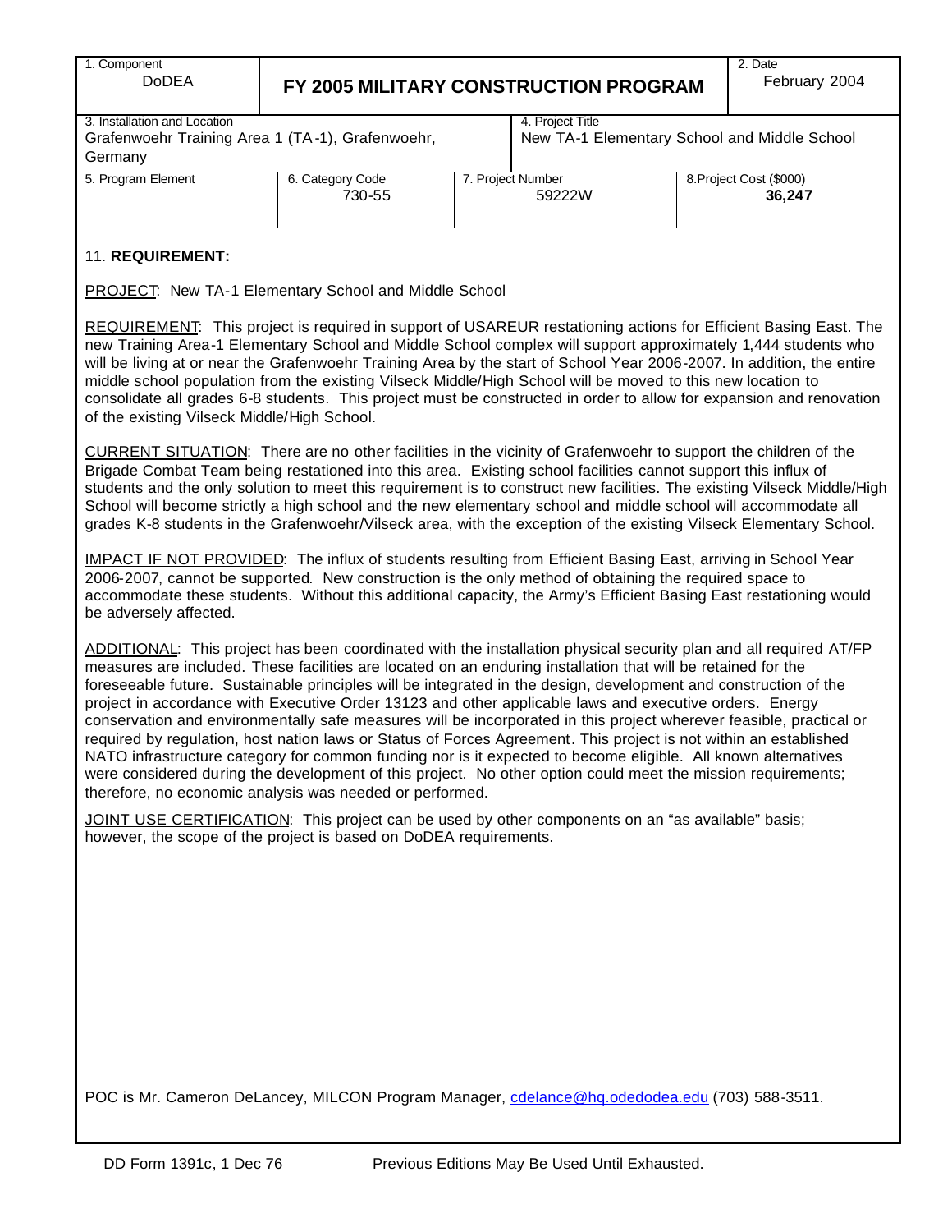| 1. Component<br>DoDEA | FY 2005 MILITARY CONSTRUCTION PROGRAM | | 2. Date<br>February 2004 |
|---|---|---|---|
| 3. Installation and Location<br>Grafenwoehr Training Area 1 (TA-1), Grafenwoehr, Germany | | 4. Project Title<br>New TA-1 Elementary School and Middle School | |
| 5. Program Element | 6. Category Code<br>730-55 | 7. Project Number<br>59222W | 8. Project Cost ($000)<br>**36,247** |

11. **REQUIREMENT:**

PROJECT: New TA-1 Elementary School and Middle School

REQUIREMENT: This project is required in support of USAREUR restationing actions for Efficient Basing East. The new Training Area-1 Elementary School and Middle School complex will support approximately 1,444 students who will be living at or near the Grafenwoehr Training Area by the start of School Year 2006-2007. In addition, the entire middle school population from the existing Vilseck Middle/High School will be moved to this new location to consolidate all grades 6-8 students. This project must be constructed in order to allow for expansion and renovation of the existing Vilseck Middle/High School.

CURRENT SITUATION: There are no other facilities in the vicinity of Grafenwoehr to support the children of the Brigade Combat Team being restationed into this area. Existing school facilities cannot support this influx of students and the only solution to meet this requirement is to construct new facilities. The existing Vilseck Middle/High School will become strictly a high school and the new elementary school and middle school will accommodate all grades K-8 students in the Grafenwoehr/Vilseck area, with the exception of the existing Vilseck Elementary School.

IMPACT IF NOT PROVIDED: The influx of students resulting from Efficient Basing East, arriving in School Year 2006-2007, cannot be supported. New construction is the only method of obtaining the required space to accommodate these students. Without this additional capacity, the Army's Efficient Basing East restationing would be adversely affected.

ADDITIONAL: This project has been coordinated with the installation physical security plan and all required AT/FP measures are included. These facilities are located on an enduring installation that will be retained for the foreseeable future. Sustainable principles will be integrated in the design, development and construction of the project in accordance with Executive Order 13123 and other applicable laws and executive orders. Energy conservation and environmentally safe measures will be incorporated in this project wherever feasible, practical or required by regulation, host nation laws or Status of Forces Agreement. This project is not within an established NATO infrastructure category for common funding nor is it expected to become eligible. All known alternatives were considered during the development of this project. No other option could meet the mission requirements; therefore, no economic analysis was needed or performed.

JOINT USE CERTIFICATION: This project can be used by other components on an "as available" basis; however, the scope of the project is based on DoDEA requirements.

POC is Mr. Cameron DeLancey, MILCON Program Manager, cdelance@hq.odedodea.edu (703) 588-3511.

DD Form 1391c, 1 Dec 76 Previous Editions May Be Used Until Exhausted.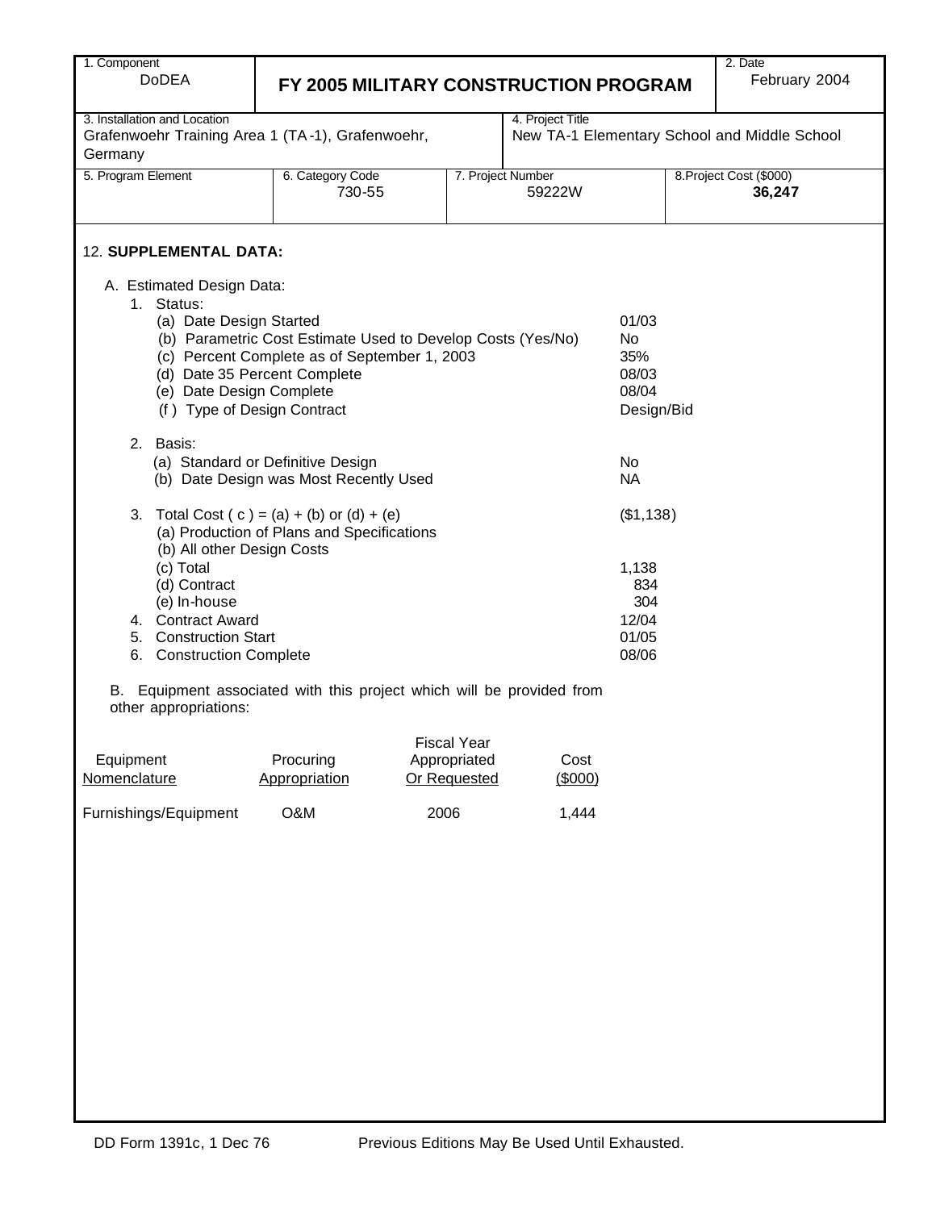| 1. Component<br>DoDEA | FY 2005 MILITARY CONSTRUCTION PROGRAM | | | 2. Date<br>February 2004 |
|---|---|---|---|---|
| 3. Installation and Location<br>Grafenwoehr Training Area 1 (TA-1), Grafenwoehr, Germany | | 4. Project Title<br>New TA-1 Elementary School and Middle School | | |
| 5. Program Element | 6. Category Code<br>730-55 | 7. Project Number<br>59222W | | 8. Project Cost ($000)<br>**36,247** |

12. **SUPPLEMENTAL DATA:**

A. Estimated Design Data:

1. Status:

| | |
|---|---|
| (a) Date Design Started | 01/03 |
| (b) Parametric Cost Estimate Used to Develop Costs (Yes/No) | No |
| (c) Percent Complete as of September 1, 2003 | 35% |
| (d) Date 35 Percent Complete | 08/03 |
| (e) Date Design Complete | 08/04 |
| (f) Type of Design Contract | Design/Bid |

2. Basis:

| | |
|---|---|
| (a) Standard or Definitive Design | No |
| (b) Date Design was Most Recently Used | NA |

| | |
|---|---|
| 3. Total Cost ( c ) = (a) + (b) or (d) + (e) | ($1,138) |
| (a) Production of Plans and Specifications | |
| (b) All other Design Costs | |
| (c) Total | 1,138 |
| (d) Contract | 834 |
| (e) In-house | 304 |
| 4. Contract Award | 12/04 |
| 5. Construction Start | 01/05 |
| 6. Construction Complete | 08/06 |

B. Equipment associated with this project which will be provided from other appropriations:

| Equipment Nomenclature | Procuring Appropriation | Fiscal Year Appropriated Or Requested | Cost ($000) |
|---|---|---|---|
| Furnishings/Equipment | O&M | 2006 | 1,444 |

DD Form 1391c, 1 Dec 76 Previous Editions May Be Used Until Exhausted.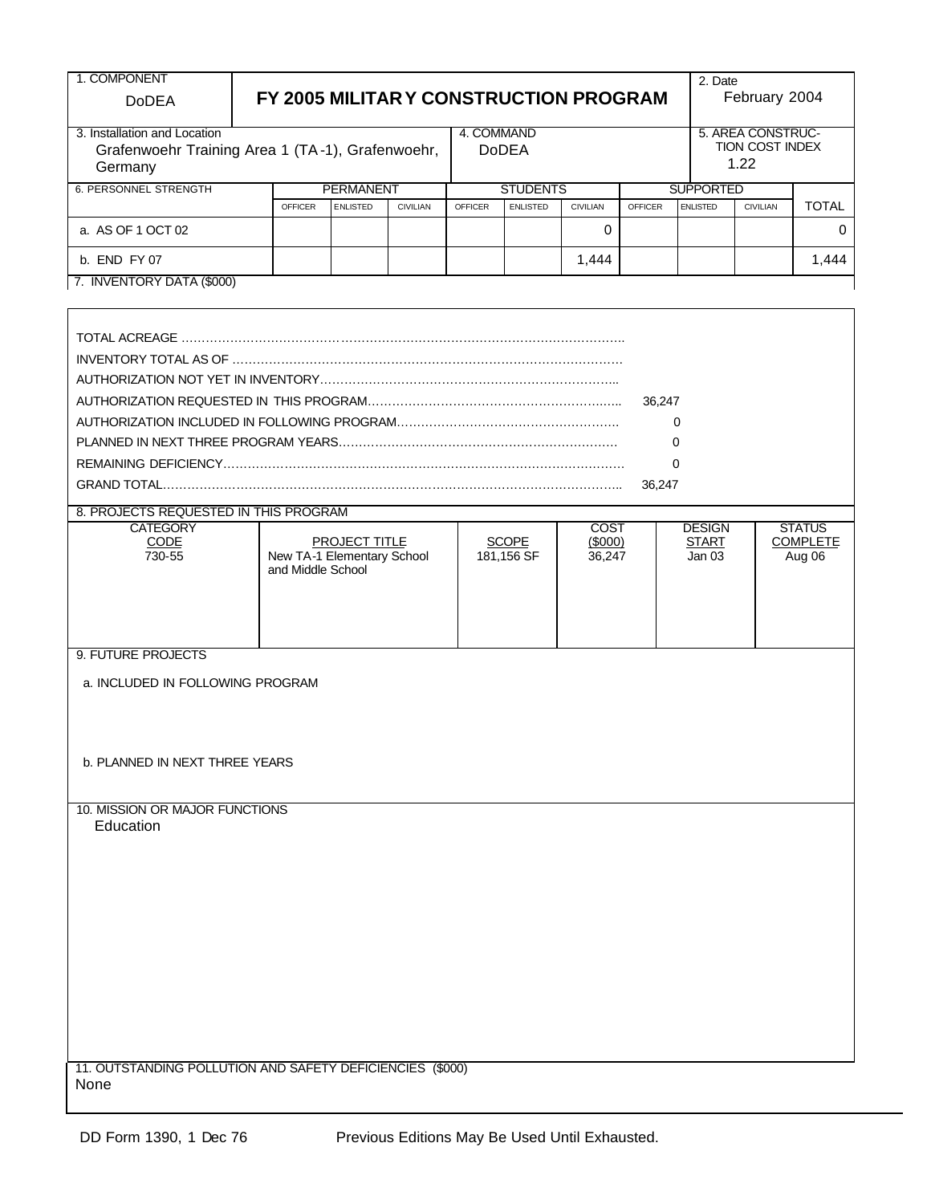| 1. COMPONENT<br>DoDEA | FY 2005 MILITARY CONSTRUCTION PROGRAM | 2. Date<br>February 2004 |
|---|---|---|

| 3. Installation and Location<br>Grafenwoehr Training Area 1 (TA-1), Grafenwoehr, Germany | 4. COMMAND<br>DoDEA | 5. AREA CONSTRUCTION COST INDEX<br>1.22 |
|---|---|---|

| 6. PERSONNEL STRENGTH | PERMANENT | | | STUDENTS | | | SUPPORTED | | | TOTAL |
|---|---|---|---|---|---|---|---|---|---|---|
| | OFFICER | ENLISTED | CIVILIAN | OFFICER | ENLISTED | CIVILIAN | OFFICER | ENLISTED | CIVILIAN | |
| a. AS OF 1 OCT 02 | | | | | | 0 | | | | 0 |
| b. END FY 07 | | | | | | 1,444 | | | | 1,444 |

7. INVENTORY DATA ($000)

| | |
|---|---|
| TOTAL ACREAGE | |
| INVENTORY TOTAL AS OF | |
| AUTHORIZATION NOT YET IN INVENTORY | |
| AUTHORIZATION REQUESTED IN THIS PROGRAM | 36,247 |
| AUTHORIZATION INCLUDED IN FOLLOWING PROGRAM | 0 |
| PLANNED IN NEXT THREE PROGRAM YEARS | 0 |
| REMAINING DEFICIENCY | 0 |
| GRAND TOTAL | 36,247 |

8. PROJECTS REQUESTED IN THIS PROGRAM

| CATEGORY CODE | PROJECT TITLE | SCOPE | COST ($000) | DESIGN START | STATUS COMPLETE |
|---|---|---|---|---|---|
| 730-55 | New TA-1 Elementary School and Middle School | 181,156 SF | 36,247 | Jan 03 | Aug 06 |

9. FUTURE PROJECTS

a. INCLUDED IN FOLLOWING PROGRAM

b. PLANNED IN NEXT THREE YEARS

10. MISSION OR MAJOR FUNCTIONS

Education

11. OUTSTANDING POLLUTION AND SAFETY DEFICIENCIES ($000)

None

DD Form 1390, 1 Dec 76 Previous Editions May Be Used Until Exhausted.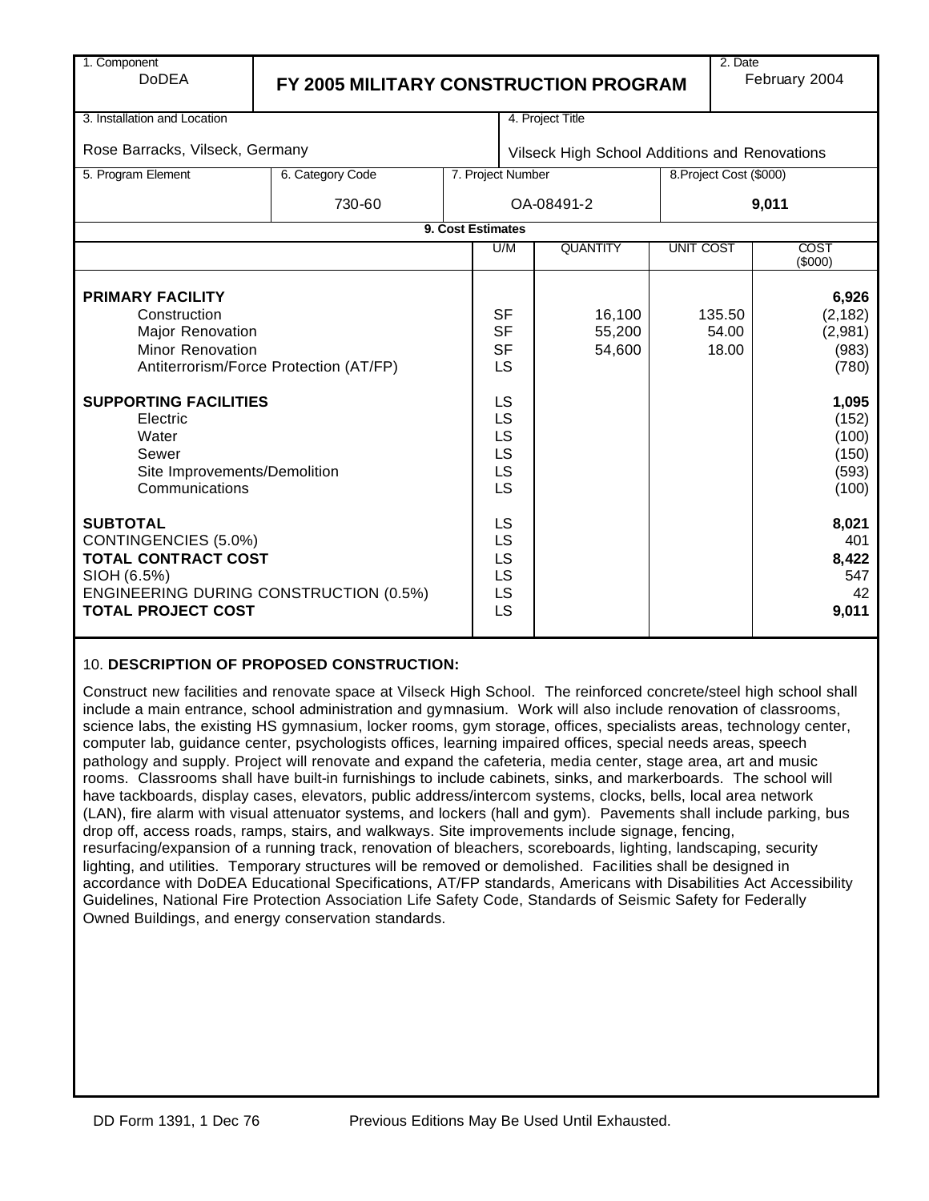| 1. Component | | | 2. Date |
|---|---|---|---|
| DoDEA | FY 2005 MILITARY CONSTRUCTION PROGRAM | | February 2004 |

| 3. Installation and Location | 4. Project Title |
|---|---|
| Rose Barracks, Vilseck, Germany | Vilseck High School Additions and Renovations |

| 5. Program Element | 6. Category Code | 7. Project Number | 8. Project Cost ($000) |
|---|---|---|---|
| | 730-60 | OA-08491-2 | 9,011 |

**9. Cost Estimates**

| | U/M | QUANTITY | UNIT COST | COST ($000) |
|---|---|---|---|---|
| **PRIMARY FACILITY** | | | | **6,926** |
| Construction | SF | 16,100 | 135.50 | (2,182) |
| Major Renovation | SF | 55,200 | 54.00 | (2,981) |
| Minor Renovation | SF | 54,600 | 18.00 | (983) |
| Antiterrorism/Force Protection (AT/FP) | LS | | | (780) |
| **SUPPORTING FACILITIES** | LS | | | **1,095** |
| Electric | LS | | | (152) |
| Water | LS | | | (100) |
| Sewer | LS | | | (150) |
| Site Improvements/Demolition | LS | | | (593) |
| Communications | LS | | | (100) |
| **SUBTOTAL** | LS | | | **8,021** |
| CONTINGENCIES (5.0%) | LS | | | 401 |
| **TOTAL CONTRACT COST** | LS | | | **8,422** |
| SIOH (6.5%) | LS | | | 547 |
| ENGINEERING DURING CONSTRUCTION (0.5%) | LS | | | 42 |
| **TOTAL PROJECT COST** | LS | | | **9,011** |

10. **DESCRIPTION OF PROPOSED CONSTRUCTION:**

Construct new facilities and renovate space at Vilseck High School. The reinforced concrete/steel high school shall include a main entrance, school administration and gymnasium. Work will also include renovation of classrooms, science labs, the existing HS gymnasium, locker rooms, gym storage, offices, specialists areas, technology center, computer lab, guidance center, psychologists offices, learning impaired offices, special needs areas, speech pathology and supply. Project will renovate and expand the cafeteria, media center, stage area, art and music rooms. Classrooms shall have built-in furnishings to include cabinets, sinks, and markerboards. The school will have tackboards, display cases, elevators, public address/intercom systems, clocks, bells, local area network (LAN), fire alarm with visual attenuator systems, and lockers (hall and gym). Pavements shall include parking, bus drop off, access roads, ramps, stairs, and walkways. Site improvements include signage, fencing, resurfacing/expansion of a running track, renovation of bleachers, scoreboards, lighting, landscaping, security lighting, and utilities. Temporary structures will be removed or demolished. Facilities shall be designed in accordance with DoDEA Educational Specifications, AT/FP standards, Americans with Disabilities Act Accessibility Guidelines, National Fire Protection Association Life Safety Code, Standards of Seismic Safety for Federally Owned Buildings, and energy conservation standards.

DD Form 1391, 1 Dec 76 Previous Editions May Be Used Until Exhausted.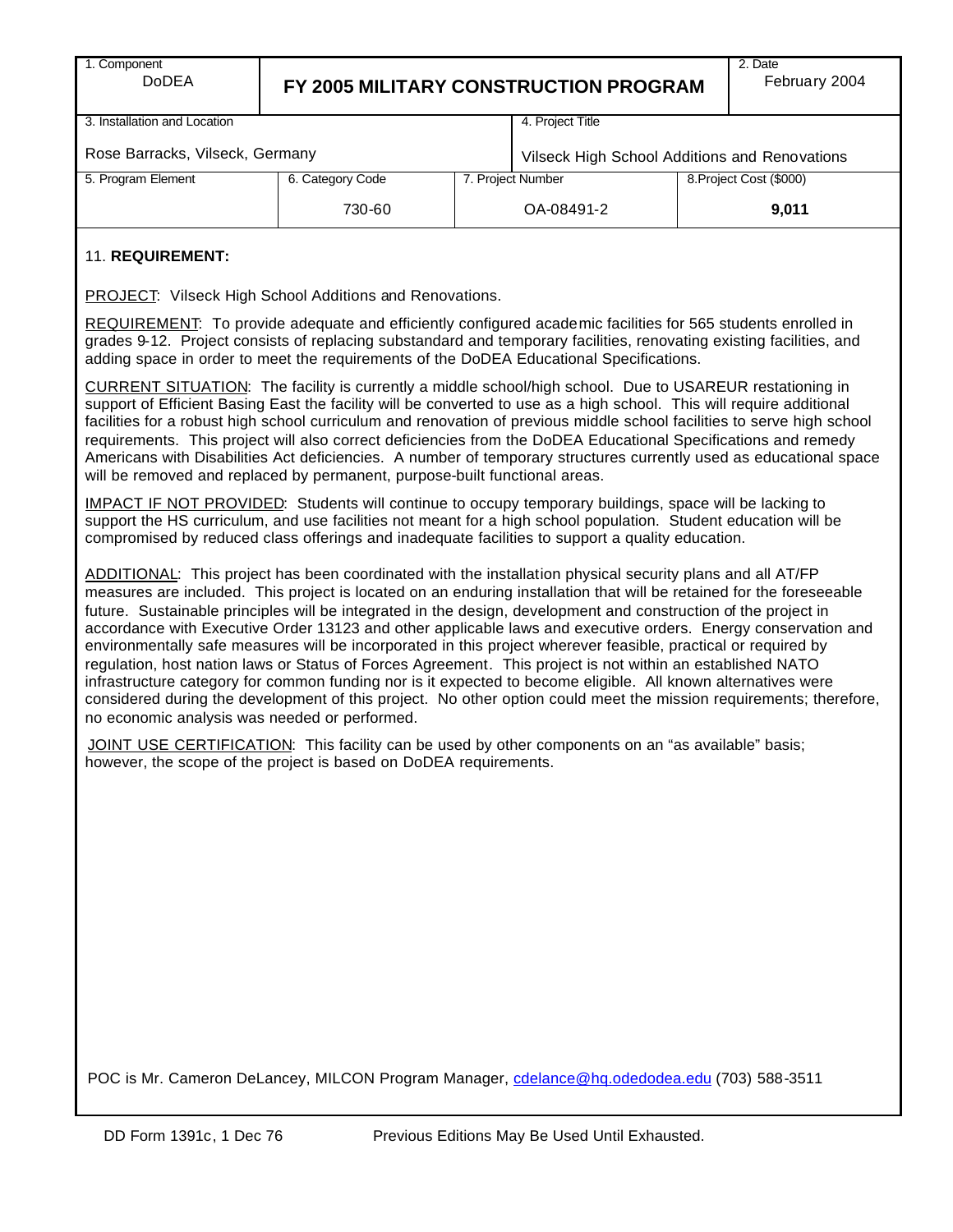| 1. Component<br>DoDEA | FY 2005 MILITARY CONSTRUCTION PROGRAM | | 2. Date<br>February 2004 |
|---|---|---|---|
| 3. Installation and Location<br>Rose Barracks, Vilseck, Germany | | 4. Project Title<br>Vilseck High School Additions and Renovations | |
| 5. Program Element | 6. Category Code<br>730-60 | 7. Project Number<br>OA-08491-2 | 8.Project Cost ($000)<br>**9,011** |

11. **REQUIREMENT:**

PROJECT: Vilseck High School Additions and Renovations.

REQUIREMENT: To provide adequate and efficiently configured academic facilities for 565 students enrolled in grades 9-12. Project consists of replacing substandard and temporary facilities, renovating existing facilities, and adding space in order to meet the requirements of the DoDEA Educational Specifications.

CURRENT SITUATION: The facility is currently a middle school/high school. Due to USAREUR restationing in support of Efficient Basing East the facility will be converted to use as a high school. This will require additional facilities for a robust high school curriculum and renovation of previous middle school facilities to serve high school requirements. This project will also correct deficiencies from the DoDEA Educational Specifications and remedy Americans with Disabilities Act deficiencies. A number of temporary structures currently used as educational space will be removed and replaced by permanent, purpose-built functional areas.

IMPACT IF NOT PROVIDED: Students will continue to occupy temporary buildings, space will be lacking to support the HS curriculum, and use facilities not meant for a high school population. Student education will be compromised by reduced class offerings and inadequate facilities to support a quality education.

ADDITIONAL: This project has been coordinated with the installation physical security plans and all AT/FP measures are included. This project is located on an enduring installation that will be retained for the foreseeable future. Sustainable principles will be integrated in the design, development and construction of the project in accordance with Executive Order 13123 and other applicable laws and executive orders. Energy conservation and environmentally safe measures will be incorporated in this project wherever feasible, practical or required by regulation, host nation laws or Status of Forces Agreement. This project is not within an established NATO infrastructure category for common funding nor is it expected to become eligible. All known alternatives were considered during the development of this project. No other option could meet the mission requirements; therefore, no economic analysis was needed or performed.

JOINT USE CERTIFICATION: This facility can be used by other components on an "as available" basis; however, the scope of the project is based on DoDEA requirements.

POC is Mr. Cameron DeLancey, MILCON Program Manager, cdelance@hq.odedodea.edu (703) 588-3511

DD Form 1391c, 1 Dec 76 Previous Editions May Be Used Until Exhausted.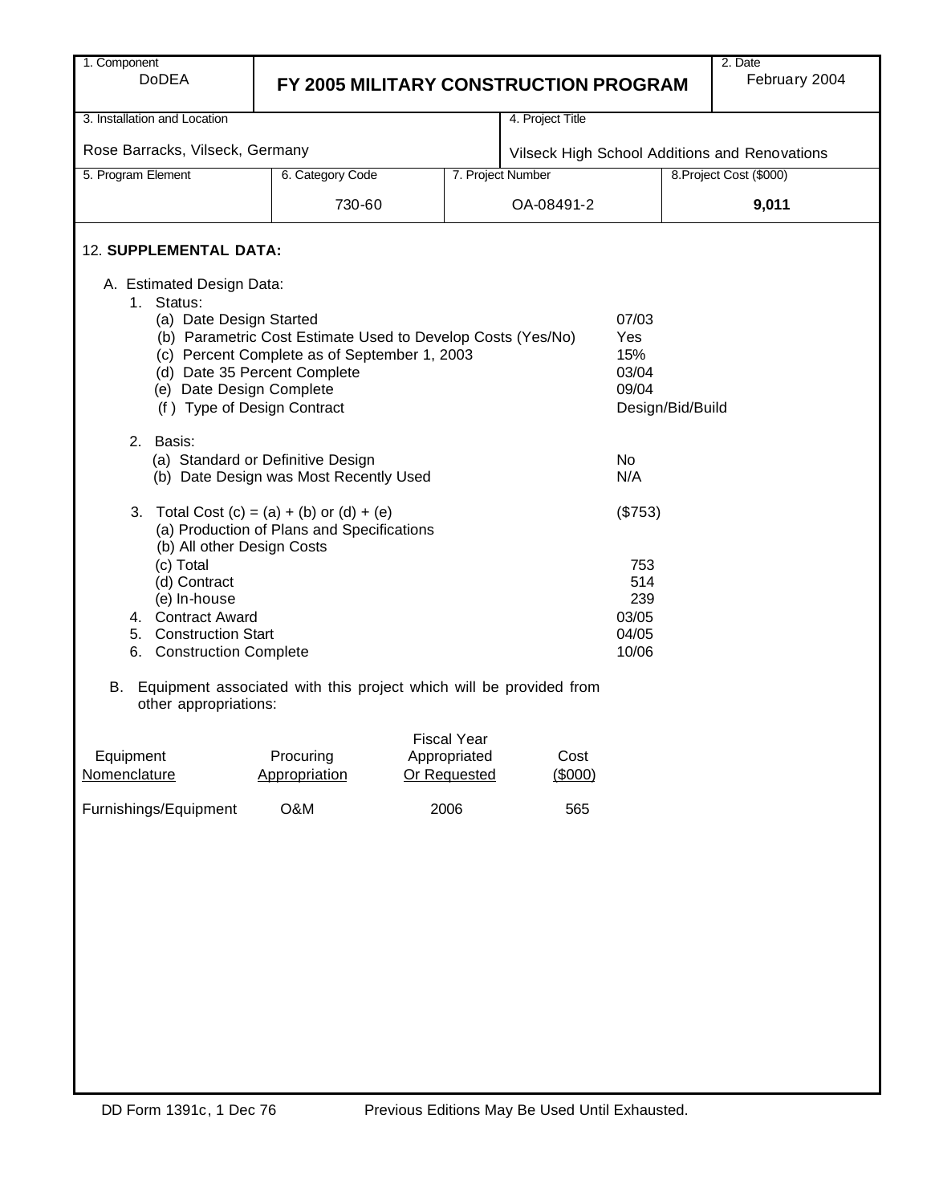| 1. Component<br>DoDEA | FY 2005 MILITARY CONSTRUCTION PROGRAM | | | 2. Date<br>February 2004 |
|---|---|---|---|---|
| 3. Installation and Location<br>Rose Barracks, Vilseck, Germany | | | 4. Project Title<br>Vilseck High School Additions and Renovations | |
| 5. Program Element | 6. Category Code<br>730-60 | 7. Project Number<br>OA-08491-2 | | 8. Project Cost ($000)<br>**9,011** |

12. **SUPPLEMENTAL DATA:**

A. Estimated Design Data:

1. Status:
   - (a) Date Design Started — 07/03
   - (b) Parametric Cost Estimate Used to Develop Costs (Yes/No) — Yes
   - (c) Percent Complete as of September 1, 2003 — 15%
   - (d) Date 35 Percent Complete — 03/04
   - (e) Date Design Complete — 09/04
   - (f) Type of Design Contract — Design/Bid/Build

2. Basis:
   - (a) Standard or Definitive Design — No
   - (b) Date Design was Most Recently Used — N/A

3. Total Cost (c) = (a) + (b) or (d) + (e) — ($753)
   - (a) Production of Plans and Specifications
   - (b) All other Design Costs
   - (c) Total — 753
   - (d) Contract — 514
   - (e) In-house — 239

4. Contract Award — 03/05
5. Construction Start — 04/05
6. Construction Complete — 10/06

B. Equipment associated with this project which will be provided from other appropriations:

| Equipment Nomenclature | Procuring Appropriation | Fiscal Year Appropriated Or Requested | Cost ($000) |
|---|---|---|---|
| Furnishings/Equipment | O&M | 2006 | 565 |

DD Form 1391c, 1 Dec 76 Previous Editions May Be Used Until Exhausted.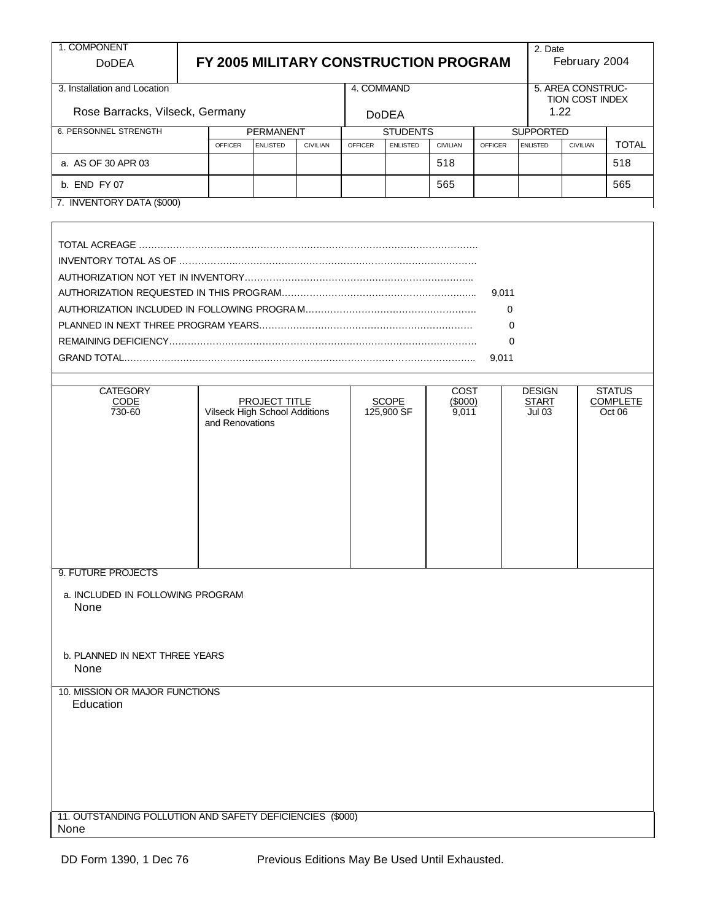| 1. COMPONENT DoDEA | FY 2005 MILITARY CONSTRUCTION PROGRAM | 2. Date February 2004 |
|---|---|---|

| 3. Installation and Location | 4. COMMAND | 5. AREA CONSTRUCTION COST INDEX |
|---|---|---|
| Rose Barracks, Vilseck, Germany | DoDEA | 1.22 |

| 6. PERSONNEL STRENGTH | PERMANENT | | | STUDENTS | | | SUPPORTED | | | TOTAL |
|---|---|---|---|---|---|---|---|---|---|---|
| | OFFICER | ENLISTED | CIVILIAN | OFFICER | ENLISTED | CIVILIAN | OFFICER | ENLISTED | CIVILIAN | |
| a. AS OF 30 APR 03 | | | | | | 518 | | | | 518 |
| b. END FY 07 | | | | | | 565 | | | | 565 |

7. INVENTORY DATA ($000)

| | |
|---|---|
| TOTAL ACREAGE | |
| INVENTORY TOTAL AS OF | |
| AUTHORIZATION NOT YET IN INVENTORY | |
| AUTHORIZATION REQUESTED IN THIS PROGRAM | 9,011 |
| AUTHORIZATION INCLUDED IN FOLLOWING PROGRAM | 0 |
| PLANNED IN NEXT THREE PROGRAM YEARS | 0 |
| REMAINING DEFICIENCY | 0 |
| GRAND TOTAL | 9,011 |

| CATEGORY CODE | PROJECT TITLE | SCOPE | COST ($000) | DESIGN START | STATUS COMPLETE |
|---|---|---|---|---|---|
| 730-60 | Vilseck High School Additions and Renovations | 125,900 SF | 9,011 | Jul 03 | Oct 06 |

9. FUTURE PROJECTS

a. INCLUDED IN FOLLOWING PROGRAM

None

b. PLANNED IN NEXT THREE YEARS

None

10. MISSION OR MAJOR FUNCTIONS

Education

11. OUTSTANDING POLLUTION AND SAFETY DEFICIENCIES ($000)

None

DD Form 1390, 1 Dec 76 Previous Editions May Be Used Until Exhausted.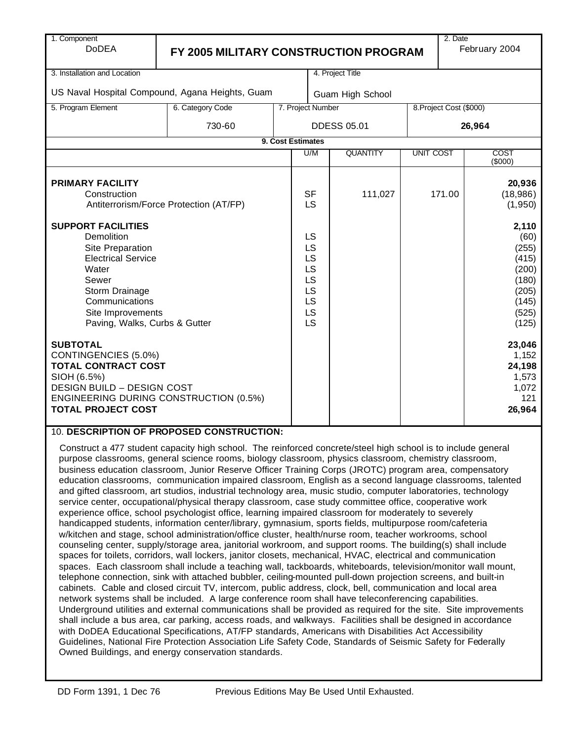| 1. Component | FY 2005 MILITARY CONSTRUCTION PROGRAM | 2. Date |
|---|---|---|
| DoDEA | | February 2004 |

| 3. Installation and Location | 4. Project Title |
|---|---|
| US Naval Hospital Compound, Agana Heights, Guam | Guam High School |

| 5. Program Element | 6. Category Code | 7. Project Number | 8. Project Cost ($000) |
|---|---|---|---|
| | 730-60 | DDESS 05.01 | 26,964 |

**9. Cost Estimates**

| | U/M | QUANTITY | UNIT COST | COST ($000) |
|---|---|---|---|---|
| **PRIMARY FACILITY** | | | | **20,936** |
| Construction | SF | 111,027 | 171.00 | (18,986) |
| Antiterrorism/Force Protection (AT/FP) | LS | | | (1,950) |
| **SUPPORT FACILITIES** | | | | **2,110** |
| Demolition | LS | | | (60) |
| Site Preparation | LS | | | (255) |
| Electrical Service | LS | | | (415) |
| Water | LS | | | (200) |
| Sewer | LS | | | (180) |
| Storm Drainage | LS | | | (205) |
| Communications | LS | | | (145) |
| Site Improvements | LS | | | (525) |
| Paving, Walks, Curbs & Gutter | LS | | | (125) |
| **SUBTOTAL** | | | | **23,046** |
| CONTINGENCIES (5.0%) | | | | 1,152 |
| **TOTAL CONTRACT COST** | | | | **24,198** |
| SIOH (6.5%) | | | | 1,573 |
| DESIGN BUILD – DESIGN COST | | | | 1,072 |
| ENGINEERING DURING CONSTRUCTION (0.5%) | | | | 121 |
| **TOTAL PROJECT COST** | | | | **26,964** |

10. **DESCRIPTION OF PROPOSED CONSTRUCTION:**

Construct a 477 student capacity high school. The reinforced concrete/steel high school is to include general purpose classrooms, general science rooms, biology classroom, physics classroom, chemistry classroom, business education classroom, Junior Reserve Officer Training Corps (JROTC) program area, compensatory education classrooms, communication impaired classroom, English as a second language classrooms, talented and gifted classroom, art studios, industrial technology area, music studio, computer laboratories, technology service center, occupational/physical therapy classroom, case study committee office, cooperative work experience office, school psychologist office, learning impaired classroom for moderately to severely handicapped students, information center/library, gymnasium, sports fields, multipurpose room/cafeteria w/kitchen and stage, school administration/office cluster, health/nurse room, teacher workrooms, school counseling center, supply/storage area, janitorial workroom, and support rooms. The building(s) shall include spaces for toilets, corridors, wall lockers, janitor closets, mechanical, HVAC, electrical and communication spaces. Each classroom shall include a teaching wall, tackboards, whiteboards, television/monitor wall mount, telephone connection, sink with attached bubbler, ceiling-mounted pull-down projection screens, and built-in cabinets. Cable and closed circuit TV, intercom, public address, clock, bell, communication and local area network systems shall be included. A large conference room shall have teleconferencing capabilities. Underground utilities and external communications shall be provided as required for the site. Site improvements shall include a bus area, car parking, access roads, and walkways. Facilities shall be designed in accordance with DoDEA Educational Specifications, AT/FP standards, Americans with Disabilities Act Accessibility Guidelines, National Fire Protection Association Life Safety Code, Standards of Seismic Safety for Federally Owned Buildings, and energy conservation standards.

DD Form 1391, 1 Dec 76 Previous Editions May Be Used Until Exhausted.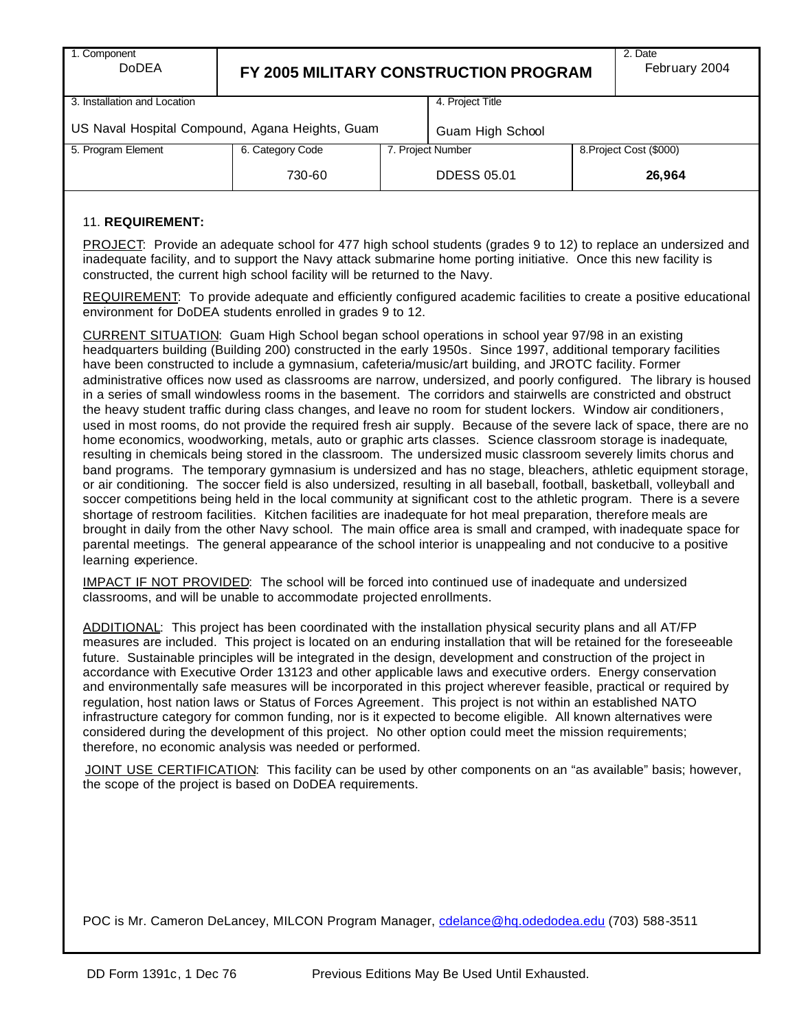| 1. Component<br>DoDEA | FY 2005 MILITARY CONSTRUCTION PROGRAM | | 2. Date<br>February 2004 |
|---|---|---|---|
| 3. Installation and Location<br>US Naval Hospital Compound, Agana Heights, Guam | | 4. Project Title<br>Guam High School | |
| 5. Program Element | 6. Category Code<br>730-60 | 7. Project Number<br>DDESS 05.01 | 8. Project Cost ($000)<br>**26,964** |

11. **REQUIREMENT:**

PROJECT: Provide an adequate school for 477 high school students (grades 9 to 12) to replace an undersized and inadequate facility, and to support the Navy attack submarine home porting initiative. Once this new facility is constructed, the current high school facility will be returned to the Navy.

REQUIREMENT: To provide adequate and efficiently configured academic facilities to create a positive educational environment for DoDEA students enrolled in grades 9 to 12.

CURRENT SITUATION: Guam High School began school operations in school year 97/98 in an existing headquarters building (Building 200) constructed in the early 1950s. Since 1997, additional temporary facilities have been constructed to include a gymnasium, cafeteria/music/art building, and JROTC facility. Former administrative offices now used as classrooms are narrow, undersized, and poorly configured. The library is housed in a series of small windowless rooms in the basement. The corridors and stairwells are constricted and obstruct the heavy student traffic during class changes, and leave no room for student lockers. Window air conditioners, used in most rooms, do not provide the required fresh air supply. Because of the severe lack of space, there are no home economics, woodworking, metals, auto or graphic arts classes. Science classroom storage is inadequate, resulting in chemicals being stored in the classroom. The undersized music classroom severely limits chorus and band programs. The temporary gymnasium is undersized and has no stage, bleachers, athletic equipment storage, or air conditioning. The soccer field is also undersized, resulting in all baseball, football, basketball, volleyball and soccer competitions being held in the local community at significant cost to the athletic program. There is a severe shortage of restroom facilities. Kitchen facilities are inadequate for hot meal preparation, therefore meals are brought in daily from the other Navy school. The main office area is small and cramped, with inadequate space for parental meetings. The general appearance of the school interior is unappealing and not conducive to a positive learning experience.

IMPACT IF NOT PROVIDED: The school will be forced into continued use of inadequate and undersized classrooms, and will be unable to accommodate projected enrollments.

ADDITIONAL: This project has been coordinated with the installation physical security plans and all AT/FP measures are included. This project is located on an enduring installation that will be retained for the foreseeable future. Sustainable principles will be integrated in the design, development and construction of the project in accordance with Executive Order 13123 and other applicable laws and executive orders. Energy conservation and environmentally safe measures will be incorporated in this project wherever feasible, practical or required by regulation, host nation laws or Status of Forces Agreement. This project is not within an established NATO infrastructure category for common funding, nor is it expected to become eligible. All known alternatives were considered during the development of this project. No other option could meet the mission requirements; therefore, no economic analysis was needed or performed.

JOINT USE CERTIFICATION: This facility can be used by other components on an "as available" basis; however, the scope of the project is based on DoDEA requirements.

POC is Mr. Cameron DeLancey, MILCON Program Manager, cdelance@hq.odedodea.edu (703) 588-3511

DD Form 1391c, 1 Dec 76 Previous Editions May Be Used Until Exhausted.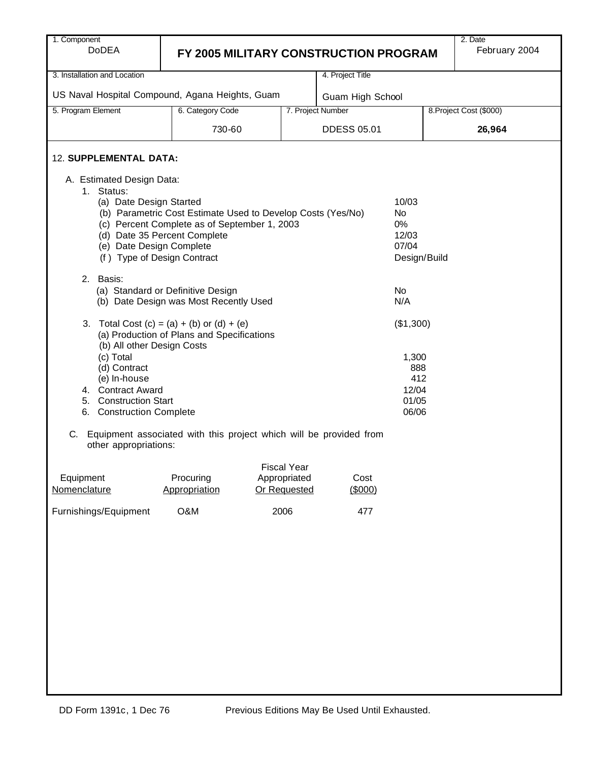| 1. Component DoDEA | FY 2005 MILITARY CONSTRUCTION PROGRAM | | | 2. Date February 2004 |
|---|---|---|---|---|
| 3. Installation and Location US Naval Hospital Compound, Agana Heights, Guam | | | 4. Project Title Guam High School | |
| 5. Program Element | 6. Category Code 730-60 | 7. Project Number DDESS 05.01 | | 8. Project Cost ($000) **26,964** |

12. **SUPPLEMENTAL DATA:**

A. Estimated Design Data:

1. Status:

| | |
|---|---|
| (a) Date Design Started | 10/03 |
| (b) Parametric Cost Estimate Used to Develop Costs (Yes/No) | No |
| (c) Percent Complete as of September 1, 2003 | 0% |
| (d) Date 35 Percent Complete | 12/03 |
| (e) Date Design Complete | 07/04 |
| (f) Type of Design Contract | Design/Build |

2. Basis:

| | |
|---|---|
| (a) Standard or Definitive Design | No |
| (b) Date Design was Most Recently Used | N/A |

| | |
|---|---|
| 3. Total Cost (c) = (a) + (b) or (d) + (e) | ($1,300) |
| (a) Production of Plans and Specifications | |
| (b) All other Design Costs | |
| (c) Total | 1,300 |
| (d) Contract | 888 |
| (e) In-house | 412 |
| 4. Contract Award | 12/04 |
| 5. Construction Start | 01/05 |
| 6. Construction Complete | 06/06 |

C. Equipment associated with this project which will be provided from other appropriations:

| Equipment Nomenclature | Procuring Appropriation | Fiscal Year Appropriated Or Requested | Cost ($000) |
|---|---|---|---|
| Furnishings/Equipment | O&M | 2006 | 477 |

DD Form 1391c, 1 Dec 76 Previous Editions May Be Used Until Exhausted.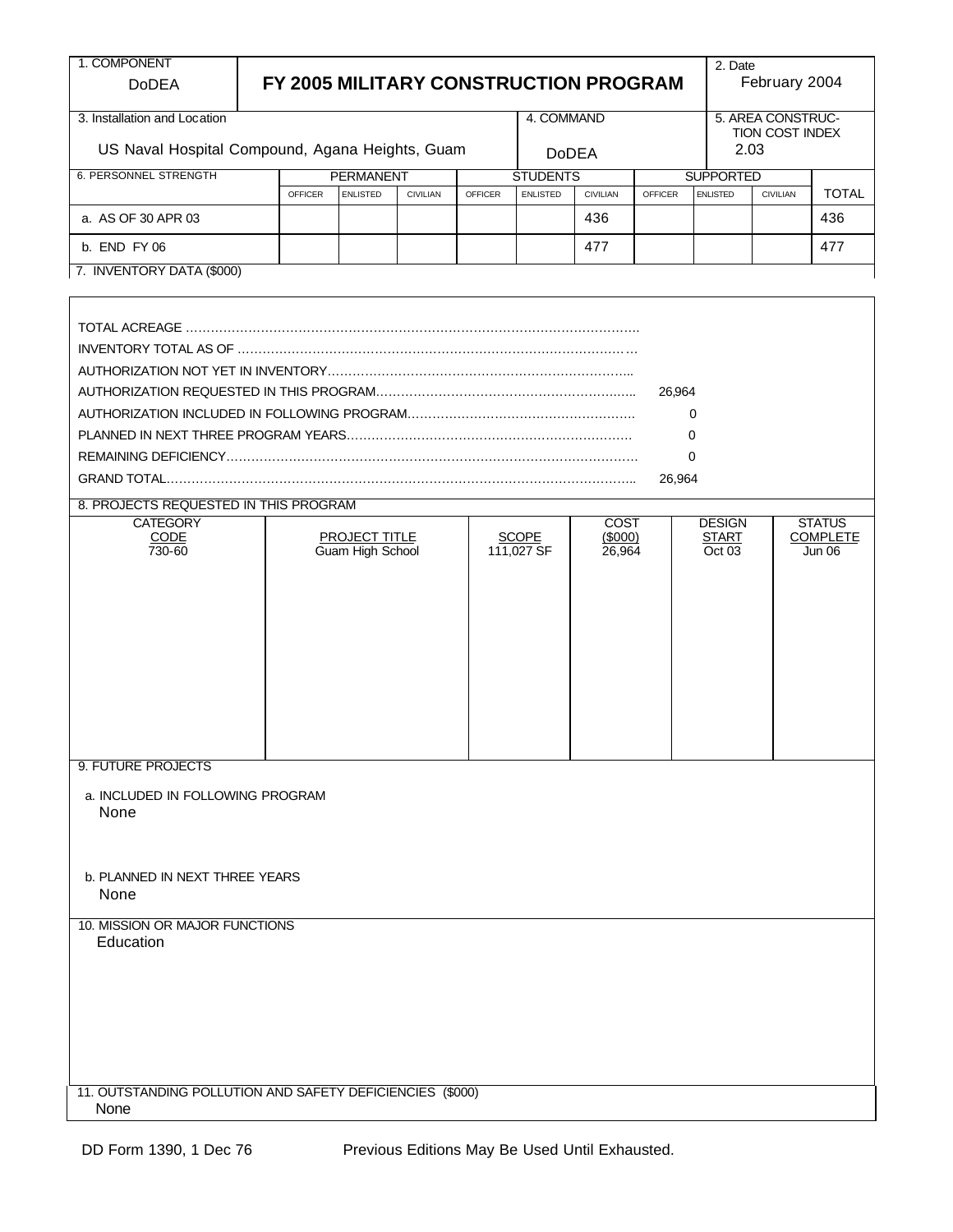| 1. COMPONENT DoDEA | FY 2005 MILITARY CONSTRUCTION PROGRAM | 2. Date February 2004 |
|---|---|---|

| 3. Installation and Location | 4. COMMAND | 5. AREA CONSTRUCTION COST INDEX |
|---|---|---|
| US Naval Hospital Compound, Agana Heights, Guam | DoDEA | 2.03 |

| 6. PERSONNEL STRENGTH | PERMANENT | | | STUDENTS | | | SUPPORTED | | | TOTAL |
|---|---|---|---|---|---|---|---|---|---|---|
| | OFFICER | ENLISTED | CIVILIAN | OFFICER | ENLISTED | CIVILIAN | OFFICER | ENLISTED | CIVILIAN | |
| a. AS OF 30 APR 03 | | | | | | 436 | | | | 436 |
| b. END FY 06 | | | | | | 477 | | | | 477 |

7. INVENTORY DATA ($000)

| | |
|---|---|
| TOTAL ACREAGE | |
| INVENTORY TOTAL AS OF | |
| AUTHORIZATION NOT YET IN INVENTORY | |
| AUTHORIZATION REQUESTED IN THIS PROGRAM | 26,964 |
| AUTHORIZATION INCLUDED IN FOLLOWING PROGRAM | 0 |
| PLANNED IN NEXT THREE PROGRAM YEARS | 0 |
| REMAINING DEFICIENCY | 0 |
| GRAND TOTAL | 26,964 |

8. PROJECTS REQUESTED IN THIS PROGRAM

| CATEGORY CODE | PROJECT TITLE | SCOPE | COST ($000) | DESIGN START | STATUS COMPLETE |
|---|---|---|---|---|---|
| 730-60 | Guam High School | 111,027 SF | 26,964 | Oct 03 | Jun 06 |

9. FUTURE PROJECTS

a. INCLUDED IN FOLLOWING PROGRAM
None

b. PLANNED IN NEXT THREE YEARS
None

10. MISSION OR MAJOR FUNCTIONS
Education

11. OUTSTANDING POLLUTION AND SAFETY DEFICIENCIES ($000)
None

DD Form 1390, 1 Dec 76 Previous Editions May Be Used Until Exhausted.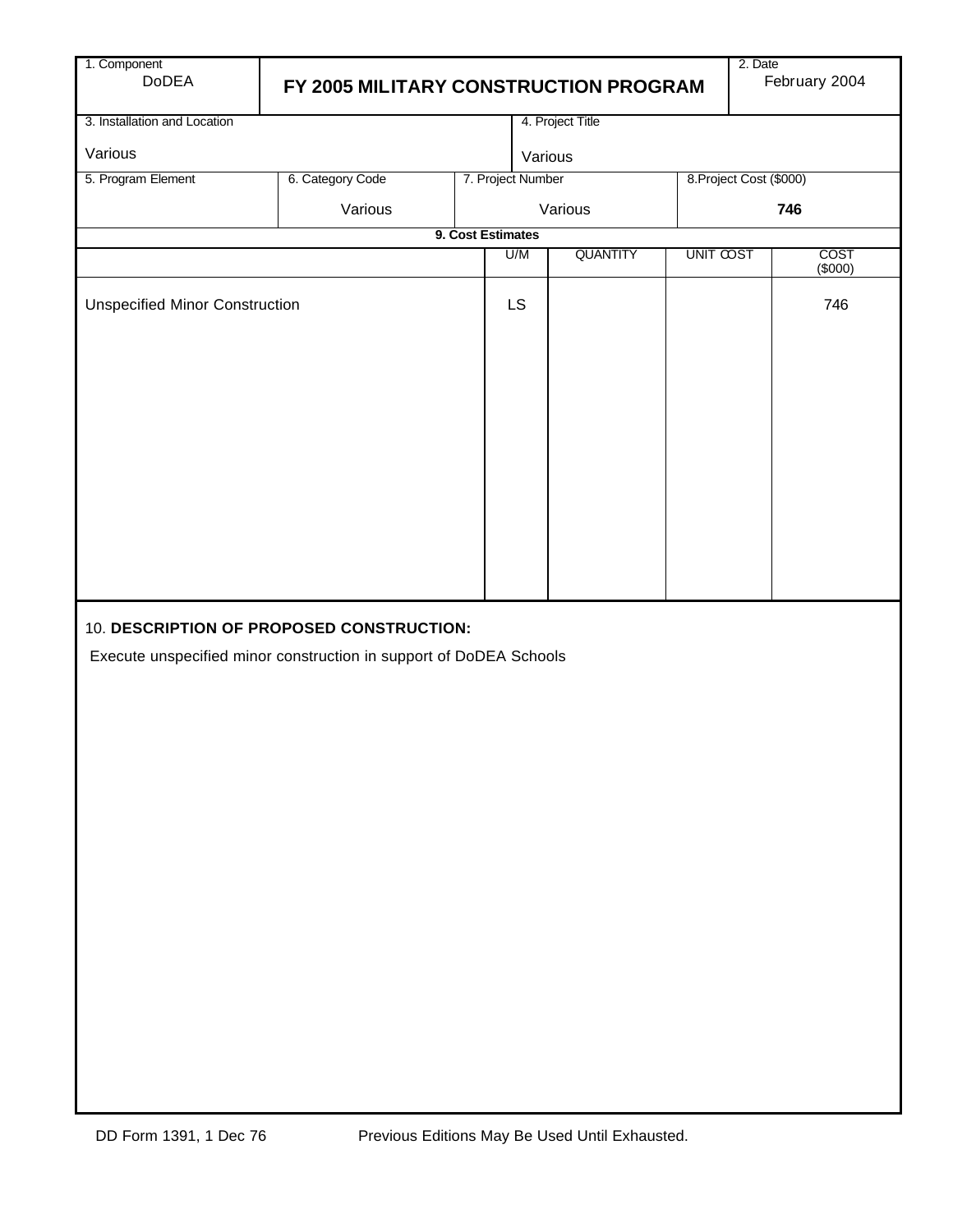| 1. Component<br>DoDEA | FY 2005 MILITARY CONSTRUCTION PROGRAM | 2. Date<br>February 2004 |
|---|---|---|

| 3. Installation and Location | 4. Project Title |
|---|---|
| Various | Various |

| 5. Program Element | 6. Category Code | 7. Project Number | 8. Project Cost ($000) |
|---|---|---|---|
| | Various | Various | **746** |

**9. Cost Estimates**

| | U/M | QUANTITY | UNIT COST | COST ($000) |
|---|---|---|---|---|
| Unspecified Minor Construction | LS | | | 746 |

10. **DESCRIPTION OF PROPOSED CONSTRUCTION:**

Execute unspecified minor construction in support of DoDEA Schools

DD Form 1391, 1 Dec 76 Previous Editions May Be Used Until Exhausted.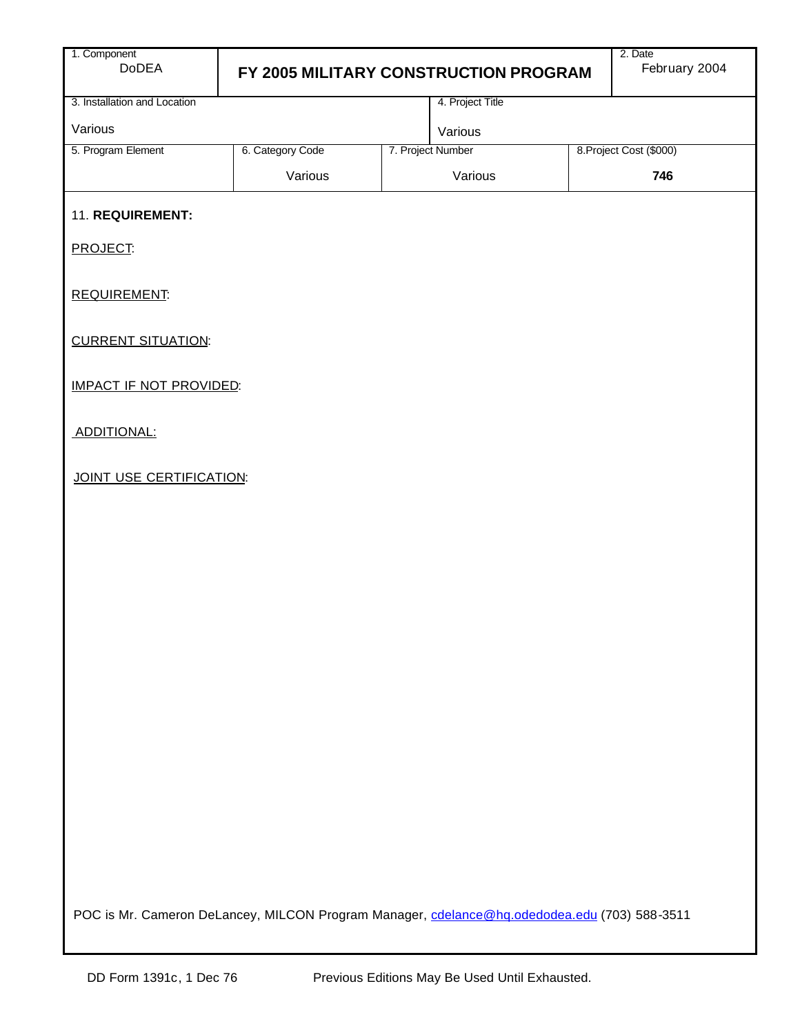| 1. Component<br>DoDEA | FY 2005 MILITARY CONSTRUCTION PROGRAM | | 2. Date<br>February 2004 |
|---|---|---|---|
| 3. Installation and Location<br>Various | | 4. Project Title<br>Various | |
| 5. Program Element | 6. Category Code<br>Various | 7. Project Number<br>Various | 8. Project Cost ($000)<br>**746** |

11. **REQUIREMENT:**

PROJECT:

REQUIREMENT:

CURRENT SITUATION:

IMPACT IF NOT PROVIDED:

ADDITIONAL:

JOINT USE CERTIFICATION:

POC is Mr. Cameron DeLancey, MILCON Program Manager, cdelance@hq.odedodea.edu (703) 588-3511

DD Form 1391c, 1 Dec 76 Previous Editions May Be Used Until Exhausted.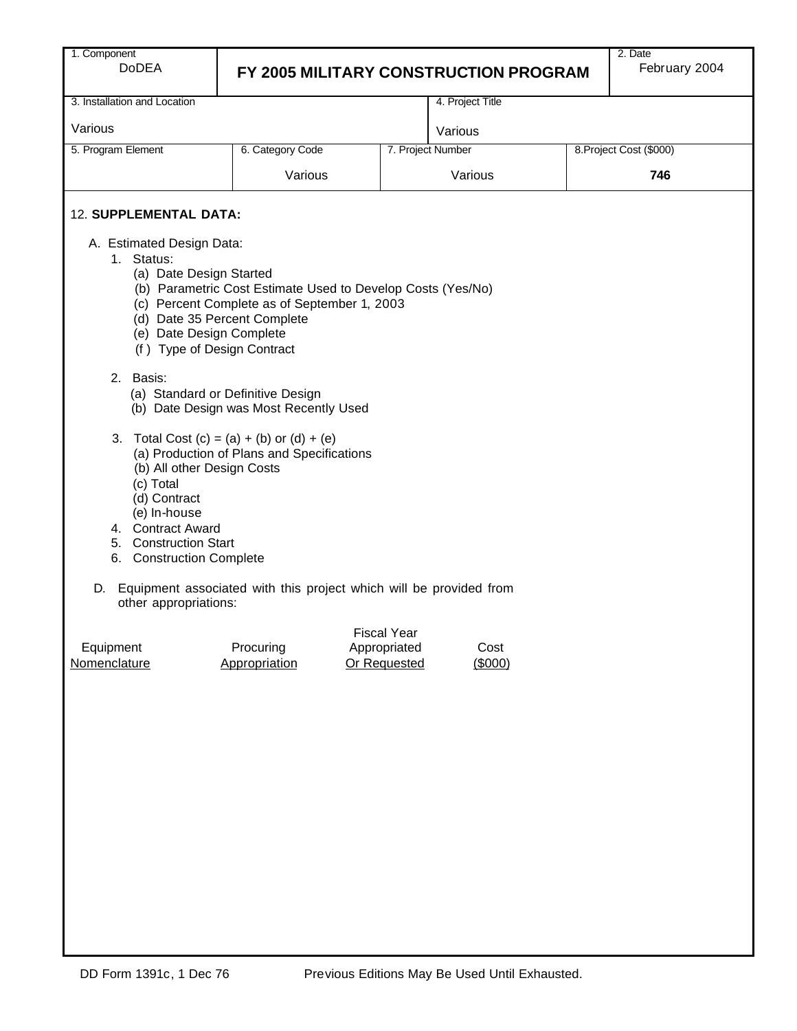| 1. Component DoDEA | FY 2005 MILITARY CONSTRUCTION PROGRAM | | | 2. Date February 2004 |
|---|---|---|---|---|
| 3. Installation and Location Various | | | 4. Project Title Various | |
| 5. Program Element | 6. Category Code Various | 7. Project Number Various | | 8. Project Cost ($000) **746** |

12. **SUPPLEMENTAL DATA:**

A. Estimated Design Data:

1. Status:
   - (a) Date Design Started
   - (b) Parametric Cost Estimate Used to Develop Costs (Yes/No)
   - (c) Percent Complete as of September 1, 2003
   - (d) Date 35 Percent Complete
   - (e) Date Design Complete
   - (f) Type of Design Contract

2. Basis:
   - (a) Standard or Definitive Design
   - (b) Date Design was Most Recently Used

3. Total Cost (c) = (a) + (b) or (d) + (e)
   - (a) Production of Plans and Specifications
   - (b) All other Design Costs
   - (c) Total
   - (d) Contract
   - (e) In-house
4. Contract Award
5. Construction Start
6. Construction Complete

D. Equipment associated with this project which will be provided from other appropriations:

| Equipment Nomenclature | Procuring Appropriation | Fiscal Year Appropriated Or Requested | Cost ($000) |
|---|---|---|---|

DD Form 1391c, 1 Dec 76 Previous Editions May Be Used Until Exhausted.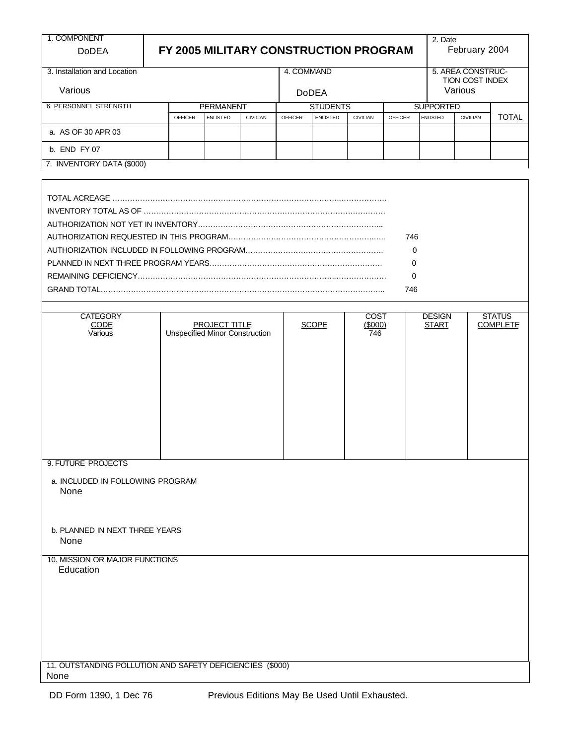| 1. COMPONENT DoDEA | FY 2005 MILITARY CONSTRUCTION PROGRAM | 2. Date February 2004 |
|---|---|---|
| 3. Installation and Location Various | 4. COMMAND DoDEA | 5. AREA CONSTRUCTION COST INDEX Various |

| 6. PERSONNEL STRENGTH | PERMANENT | | | STUDENTS | | | SUPPORTED | | | TOTAL |
|---|---|---|---|---|---|---|---|---|---|---|
| | OFFICER | ENLISTED | CIVILIAN | OFFICER | ENLISTED | CIVILIAN | OFFICER | ENLISTED | CIVILIAN | |
| a. AS OF 30 APR 03 | | | | | | | | | | |
| b. END FY 07 | | | | | | | | | | |

7. INVENTORY DATA ($000)

| | |
|---|---|
| TOTAL ACREAGE | |
| INVENTORY TOTAL AS OF | |
| AUTHORIZATION NOT YET IN INVENTORY | |
| AUTHORIZATION REQUESTED IN THIS PROGRAM | 746 |
| AUTHORIZATION INCLUDED IN FOLLOWING PROGRAM | 0 |
| PLANNED IN NEXT THREE PROGRAM YEARS | 0 |
| REMAINING DEFICIENCY | 0 |
| GRAND TOTAL | 746 |

| CATEGORY CODE | PROJECT TITLE | SCOPE | COST ($000) | DESIGN START | STATUS COMPLETE |
|---|---|---|---|---|---|
| Various | Unspecified Minor Construction | | 746 | | |

9. FUTURE PROJECTS

a. INCLUDED IN FOLLOWING PROGRAM
None

b. PLANNED IN NEXT THREE YEARS
None

10. MISSION OR MAJOR FUNCTIONS
Education

11. OUTSTANDING POLLUTION AND SAFETY DEFICIENCIES ($000)
None

DD Form 1390, 1 Dec 76 Previous Editions May Be Used Until Exhausted.